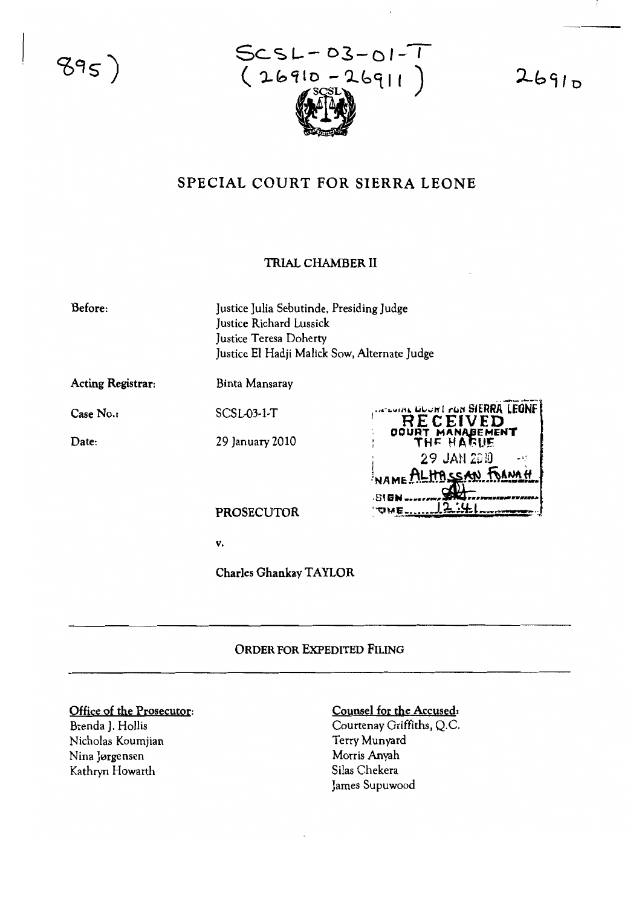895)

SCSL-03-01-T
(26910 - 26911)

26910

# SPECIAL COURT FOR SIERRA LEONE

## TRIAL CHAMBER II

**Before:** Justice Julia Sebutinde, Presiding Judge
Justice Richard Lussick
Justice Teresa Doherty
Justice El Hadji Malick Sow, Alternate Judge

**Acting Registrar:** Binta Mansaray

**Case No.:** SCSL-03-1-T

**Date:** 29 January 2010

SPECIAL COURT FOR SIERRA LEONE
RECEIVED
COURT MANAGEMENT
THE HAGUE
29 JAN 2010
NAME ALHASSAN FOFANAH
SIGN
TIME 12:41

PROSECUTOR

v.

Charles Ghankay TAYLOR

---

## ORDER FOR EXPEDITED FILING

---

**Office of the Prosecutor:**
Brenda J. Hollis
Nicholas Koumjian
Nina Jørgensen
Kathryn Howarth

**Counsel for the Accused:**
Courtenay Griffiths, Q.C.
Terry Munyard
Morris Anyah
Silas Chekera
James Supuwood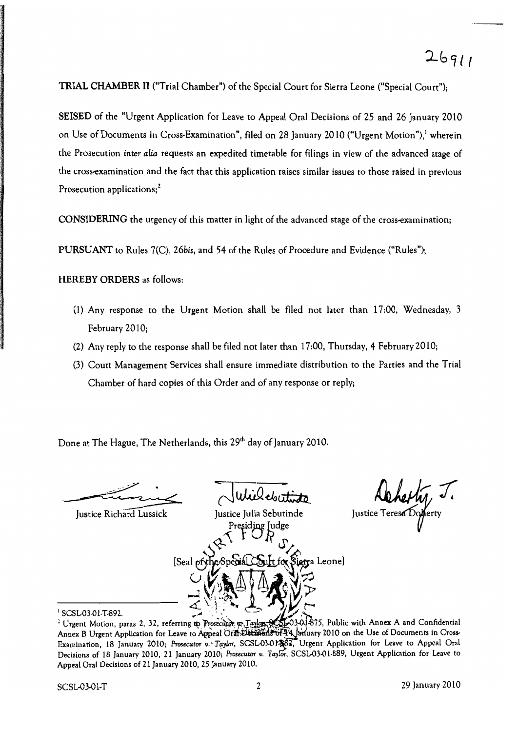**TRIAL CHAMBER II** ("Trial Chamber") of the Special Court for Sierra Leone ("Special Court");

**SEISED** of the "Urgent Application for Leave to Appeal Oral Decisions of 25 and 26 January 2010 on Use of Documents in Cross-Examination", filed on 28 January 2010 ("Urgent Motion"),[1] wherein the Prosecution *inter alia* requests an expedited timetable for filings in view of the advanced stage of the cross-examination and the fact that this application raises similar issues to those raised in previous Prosecution applications;[2]

**CONSIDERING** the urgency of this matter in light of the advanced stage of the cross-examination;

**PURSUANT** to Rules 7(C), 26*bis*, and 54 of the Rules of Procedure and Evidence ("Rules");

**HEREBY ORDERS** as follows:

(1) Any response to the Urgent Motion shall be filed not later than 17:00, Wednesday, 3 February 2010;

(2) Any reply to the response shall be filed not later than 17:00, Thursday, 4 February 2010;

(3) Court Management Services shall ensure immediate distribution to the Parties and the Trial Chamber of hard copies of this Order and of any response or reply;

Done at The Hague, The Netherlands, this 29th day of January 2010.

Justice Richard Lussick

Justice Julia Sebutinde
Presiding Judge

Justice Teresa Doherty

[Seal of the Special Court for Sierra Leone]

---

[1] SCSL-03-01-T-892.

[2] Urgent Motion, paras 2, 32, referring to *Prosecutor v. Taylor*, SCSL-03-01-875, Public with Annex A and Confidential Annex B Urgent Application for Leave to Appeal Oral Decisions of 14 January 2010 on the Use of Documents in Cross-Examination, 18 January 2010; *Prosecutor v. Taylor*, SCSL-03-01-882, Urgent Application for Leave to Appeal Oral Decisions of 18 January 2010, 21 January 2010; *Prosecutor v. Taylor*, SCSL-03-01-889, Urgent Application for Leave to Appeal Oral Decisions of 21 January 2010, 25 January 2010.